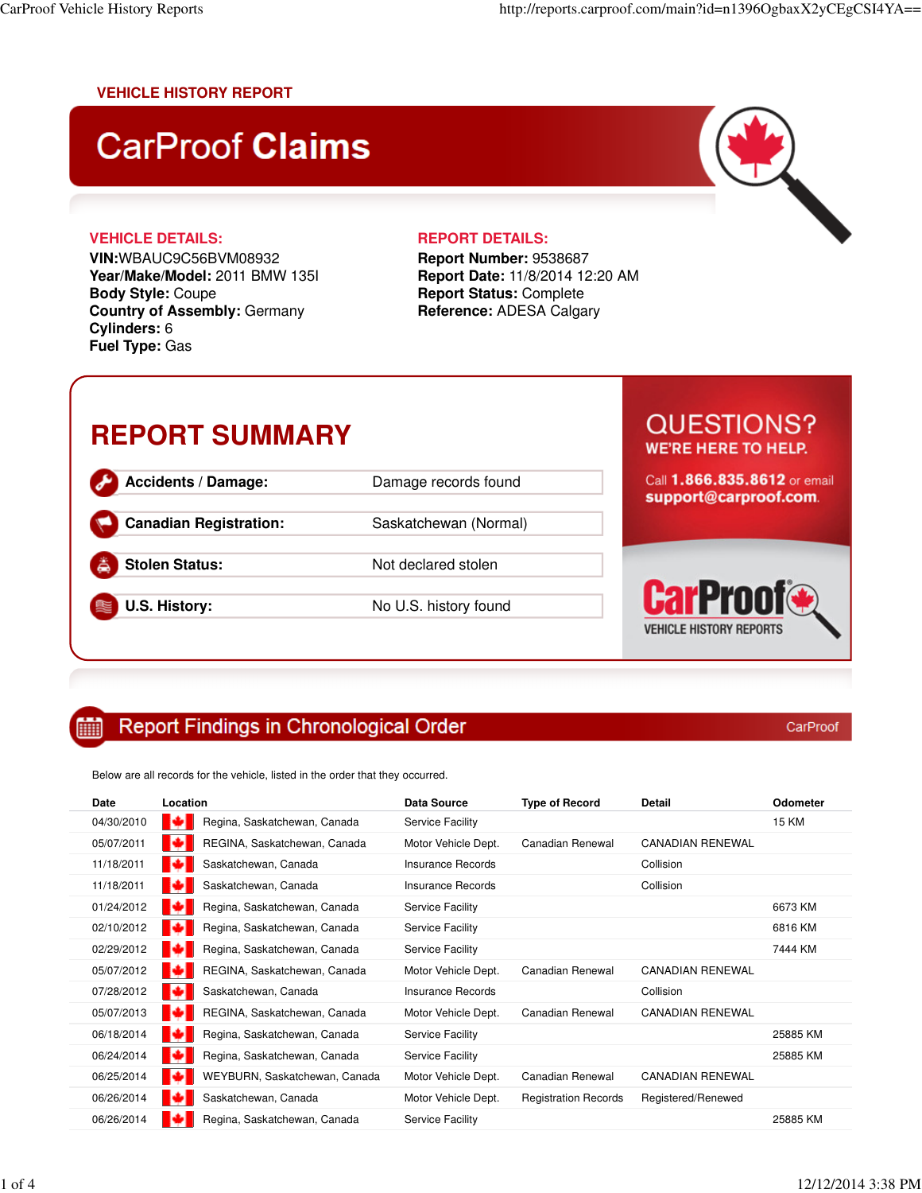## VEHICLE HISTORY REPORT

# CarProof **Claims**

### VEHICLE DETAILS:

**VIN:** WBAUC9C56BVM08932
**Year/Make/Model:** 2011 BMW 135I
**Body Style:** Coupe
**Country of Assembly:** Germany
**Cylinders:** 6
**Fuel Type:** Gas

### REPORT DETAILS:

**Report Number:** 9538687
**Report Date:** 11/8/2014 12:20 AM
**Report Status:** Complete
**Reference:** ADESA Calgary

## REPORT SUMMARY

| | |
|---|---|
| **Accidents / Damage:** | Damage records found |
| **Canadian Registration:** | Saskatchewan (Normal) |
| **Stolen Status:** | Not declared stolen |
| **U.S. History:** | No U.S. history found |

QUESTIONS?
WE'RE HERE TO HELP.

Call **1.866.835.8612** or email **support@carproof.com**.

CarProof
VEHICLE HISTORY REPORTS

## Report Findings in Chronological Order

CarProof

Below are all records for the vehicle, listed in the order that they occurred.

| Date | Location | Data Source | Type of Record | Detail | Odometer |
|---|---|---|---|---|---|
| 04/30/2010 | Regina, Saskatchewan, Canada | Service Facility | | | 15 KM |
| 05/07/2011 | REGINA, Saskatchewan, Canada | Motor Vehicle Dept. | Canadian Renewal | CANADIAN RENEWAL | |
| 11/18/2011 | Saskatchewan, Canada | Insurance Records | | Collision | |
| 11/18/2011 | Saskatchewan, Canada | Insurance Records | | Collision | |
| 01/24/2012 | Regina, Saskatchewan, Canada | Service Facility | | | 6673 KM |
| 02/10/2012 | Regina, Saskatchewan, Canada | Service Facility | | | 6816 KM |
| 02/29/2012 | Regina, Saskatchewan, Canada | Service Facility | | | 7444 KM |
| 05/07/2012 | REGINA, Saskatchewan, Canada | Motor Vehicle Dept. | Canadian Renewal | CANADIAN RENEWAL | |
| 07/28/2012 | Saskatchewan, Canada | Insurance Records | | Collision | |
| 05/07/2013 | REGINA, Saskatchewan, Canada | Motor Vehicle Dept. | Canadian Renewal | CANADIAN RENEWAL | |
| 06/18/2014 | Regina, Saskatchewan, Canada | Service Facility | | | 25885 KM |
| 06/24/2014 | Regina, Saskatchewan, Canada | Service Facility | | | 25885 KM |
| 06/25/2014 | WEYBURN, Saskatchewan, Canada | Motor Vehicle Dept. | Canadian Renewal | CANADIAN RENEWAL | |
| 06/26/2014 | Saskatchewan, Canada | Motor Vehicle Dept. | Registration Records | Registered/Renewed | |
| 06/26/2014 | Regina, Saskatchewan, Canada | Service Facility | | | 25885 KM |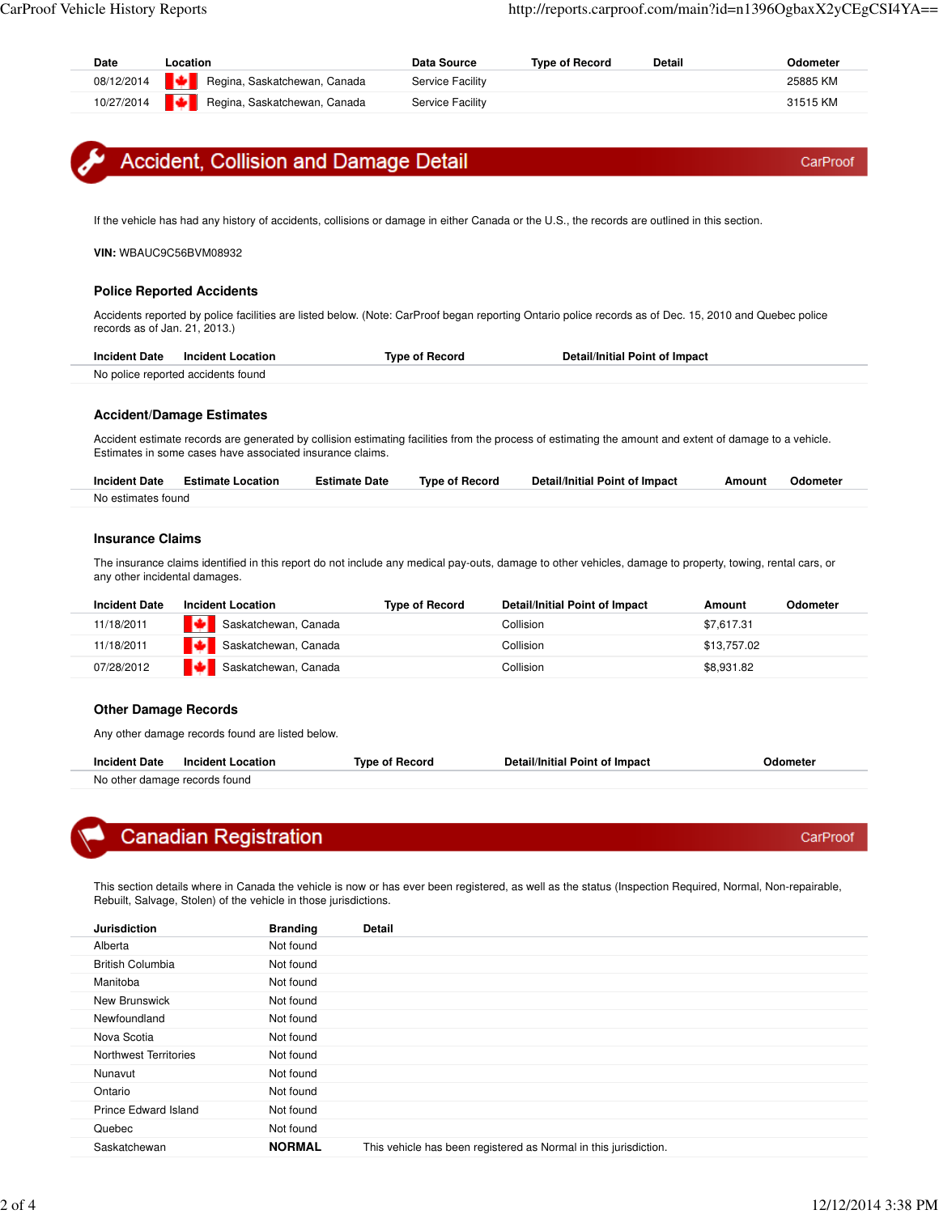| Date | Location | Data Source | Type of Record | Detail | Odometer |
|---|---|---|---|---|---|
| 08/12/2014 | Regina, Saskatchewan, Canada | Service Facility | | | 25885 KM |
| 10/27/2014 | Regina, Saskatchewan, Canada | Service Facility | | | 31515 KM |

## Accident, Collision and Damage Detail

CarProof

If the vehicle has had any history of accidents, collisions or damage in either Canada or the U.S., the records are outlined in this section.

**VIN:** WBAUC9C56BVM08932

### Police Reported Accidents

Accidents reported by police facilities are listed below. (Note: CarProof began reporting Ontario police records as of Dec. 15, 2010 and Quebec police records as of Jan. 21, 2013.)

| Incident Date | Incident Location | Type of Record | Detail/Initial Point of Impact |
|---|---|---|---|
| No police reported accidents found | | | |

### Accident/Damage Estimates

Accident estimate records are generated by collision estimating facilities from the process of estimating the amount and extent of damage to a vehicle. Estimates in some cases have associated insurance claims.

| Incident Date | Estimate Location | Estimate Date | Type of Record | Detail/Initial Point of Impact | Amount | Odometer |
|---|---|---|---|---|---|---|
| No estimates found | | | | | | |

### Insurance Claims

The insurance claims identified in this report do not include any medical pay-outs, damage to other vehicles, damage to property, towing, rental cars, or any other incidental damages.

| Incident Date | Incident Location | Type of Record | Detail/Initial Point of Impact | Amount | Odometer |
|---|---|---|---|---|---|
| 11/18/2011 | Saskatchewan, Canada | | Collision | $7,617.31 | |
| 11/18/2011 | Saskatchewan, Canada | | Collision | $13,757.02 | |
| 07/28/2012 | Saskatchewan, Canada | | Collision | $8,931.82 | |

### Other Damage Records

Any other damage records found are listed below.

| Incident Date | Incident Location | Type of Record | Detail/Initial Point of Impact | Odometer |
|---|---|---|---|---|
| No other damage records found | | | | |

## Canadian Registration

CarProof

This section details where in Canada the vehicle is now or has ever been registered, as well as the status (Inspection Required, Normal, Non-repairable, Rebuilt, Salvage, Stolen) of the vehicle in those jurisdictions.

| Jurisdiction | Branding | Detail |
|---|---|---|
| Alberta | Not found | |
| British Columbia | Not found | |
| Manitoba | Not found | |
| New Brunswick | Not found | |
| Newfoundland | Not found | |
| Nova Scotia | Not found | |
| Northwest Territories | Not found | |
| Nunavut | Not found | |
| Ontario | Not found | |
| Prince Edward Island | Not found | |
| Quebec | Not found | |
| Saskatchewan | **NORMAL** | This vehicle has been registered as Normal in this jurisdiction. |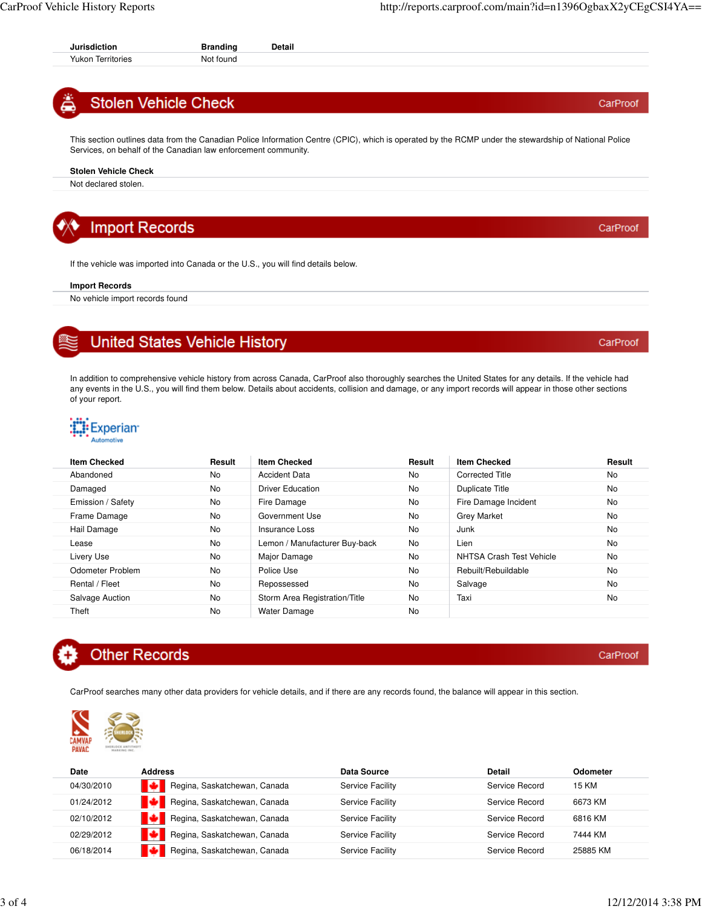| Jurisdiction | Branding | Detail |
|---|---|---|
| Yukon Territories | Not found | |

## Stolen Vehicle Check

CarProof

This section outlines data from the Canadian Police Information Centre (CPIC), which is operated by the RCMP under the stewardship of National Police Services, on behalf of the Canadian law enforcement community.

| Stolen Vehicle Check |
|---|
| Not declared stolen. |

## Import Records

CarProof

If the vehicle was imported into Canada or the U.S., you will find details below.

| Import Records |
|---|
| No vehicle import records found |

## United States Vehicle History

CarProof

In addition to comprehensive vehicle history from across Canada, CarProof also thoroughly searches the United States for any details. If the vehicle had any events in the U.S., you will find them below. Details about accidents, collision and damage, or any import records will appear in those other sections of your report.

Experian Automotive

| Item Checked | Result | Item Checked | Result | Item Checked | Result |
|---|---|---|---|---|---|
| Abandoned | No | Accident Data | No | Corrected Title | No |
| Damaged | No | Driver Education | No | Duplicate Title | No |
| Emission / Safety | No | Fire Damage | No | Fire Damage Incident | No |
| Frame Damage | No | Government Use | No | Grey Market | No |
| Hail Damage | No | Insurance Loss | No | Junk | No |
| Lease | No | Lemon / Manufacturer Buy-back | No | Lien | No |
| Livery Use | No | Major Damage | No | NHTSA Crash Test Vehicle | No |
| Odometer Problem | No | Police Use | No | Rebuilt/Rebuildable | No |
| Rental / Fleet | No | Repossessed | No | Salvage | No |
| Salvage Auction | No | Storm Area Registration/Title | No | Taxi | No |
| Theft | No | Water Damage | No | | |

## Other Records

CarProof

CarProof searches many other data providers for vehicle details, and if there are any records found, the balance will appear in this section.

| Date | Address | Data Source | Detail | Odometer |
|---|---|---|---|---|
| 04/30/2010 | Regina, Saskatchewan, Canada | Service Facility | Service Record | 15 KM |
| 01/24/2012 | Regina, Saskatchewan, Canada | Service Facility | Service Record | 6673 KM |
| 02/10/2012 | Regina, Saskatchewan, Canada | Service Facility | Service Record | 6816 KM |
| 02/29/2012 | Regina, Saskatchewan, Canada | Service Facility | Service Record | 7444 KM |
| 06/18/2014 | Regina, Saskatchewan, Canada | Service Facility | Service Record | 25885 KM |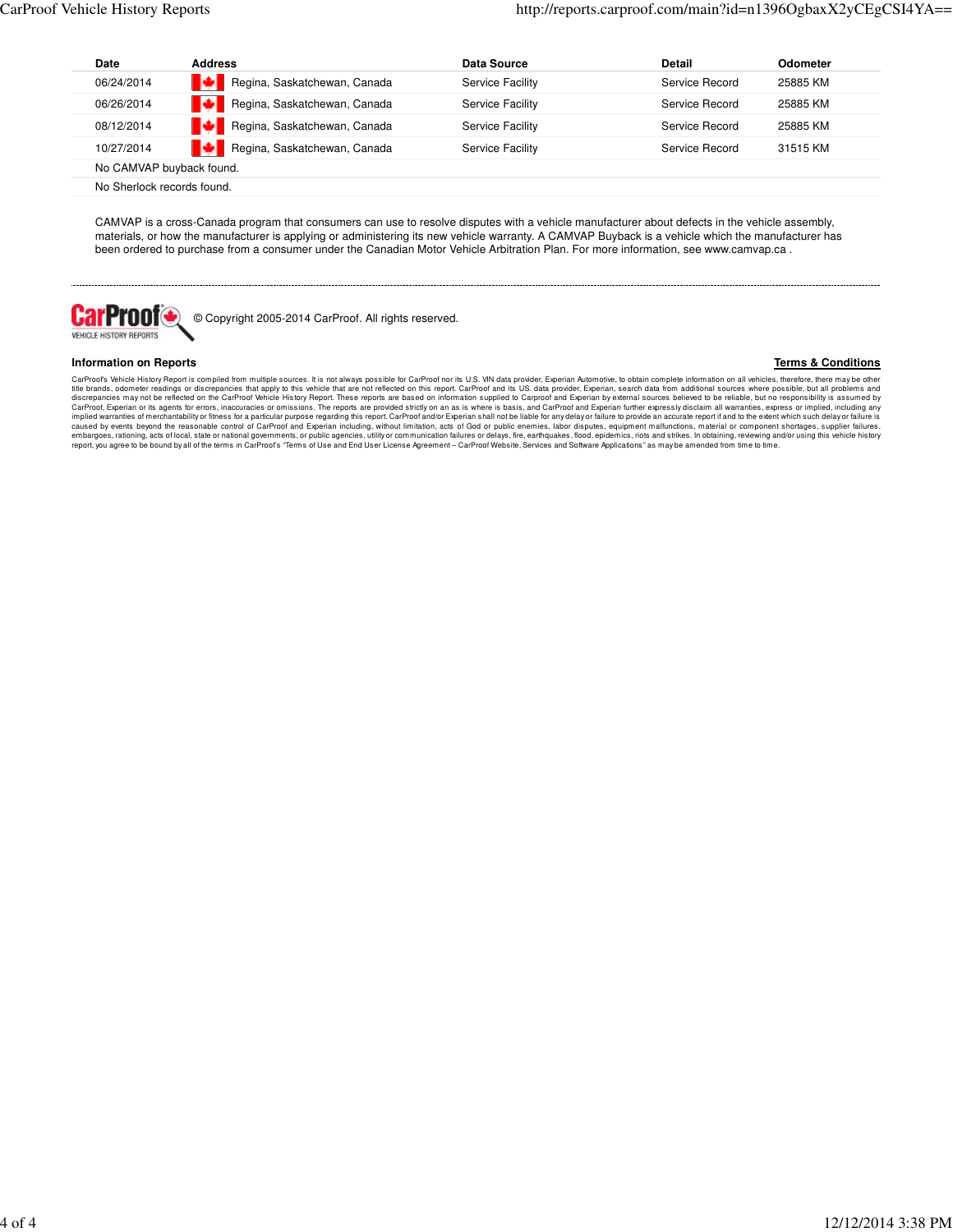| Date | Address | Data Source | Detail | Odometer |
| --- | --- | --- | --- | --- |
| 06/24/2014 | Regina, Saskatchewan, Canada | Service Facility | Service Record | 25885 KM |
| 06/26/2014 | Regina, Saskatchewan, Canada | Service Facility | Service Record | 25885 KM |
| 08/12/2014 | Regina, Saskatchewan, Canada | Service Facility | Service Record | 25885 KM |
| 10/27/2014 | Regina, Saskatchewan, Canada | Service Facility | Service Record | 31515 KM |

No CAMVAP buyback found.

No Sherlock records found.

CAMVAP is a cross-Canada program that consumers can use to resolve disputes with a vehicle manufacturer about defects in the vehicle assembly, materials, or how the manufacturer is applying or administering its new vehicle warranty. A CAMVAP Buyback is a vehicle which the manufacturer has been ordered to purchase from a consumer under the Canadian Motor Vehicle Arbitration Plan. For more information, see www.camvap.ca .

---

CarProof VEHICLE HISTORY REPORTS © Copyright 2005-2014 CarProof. All rights reserved.

**Information on Reports** **Terms & Conditions**

CarProof's Vehicle History Report is compiled from multiple sources. It is not always possible for CarProof nor its U.S. VIN data provider, Experian Automotive, to obtain complete information on all vehicles, therefore, there may be other title brands, odometer readings or discrepancies that apply to this vehicle that are not reflected on this report. CarProof and its US. data provider, Experian, search data from additional sources where possible, but all problems and discrepancies may not be reflected on the CarProof Vehicle History Report. These reports are based on information supplied to Carproof and Experian by external sources believed to be reliable, but no responsibility is assumed by CarProof, Experian or its agents for errors, inaccuracies or omissions. The reports are provided strictly on an as is where is basis, and CarProof and Experian further expressly disclaim all warranties, express or implied, including any implied warranties of merchantability or fitness for a particular purpose regarding this report. CarProof and/or Experian shall not be liable for any delay or failure to provide an accurate report if and to the extent which such delay or failure is caused by events beyond the reasonable control of CarProof and Experian including, without limitation, acts of God or public enemies, labor disputes, equipment malfunctions, material or component shortages, supplier failures, embargoes, rationing, acts of local, state or national governments, or public agencies, utility or communication failures or delays, fire, earthquakes, flood, epidemics, riots and strikes. In obtaining, reviewing and/or using this vehicle history report, you agree to be bound by all of the terms in CarProof's "Terms of Use and End User License Agreement – CarProof Website, Services and Software Applications" as may be amended from time to time.